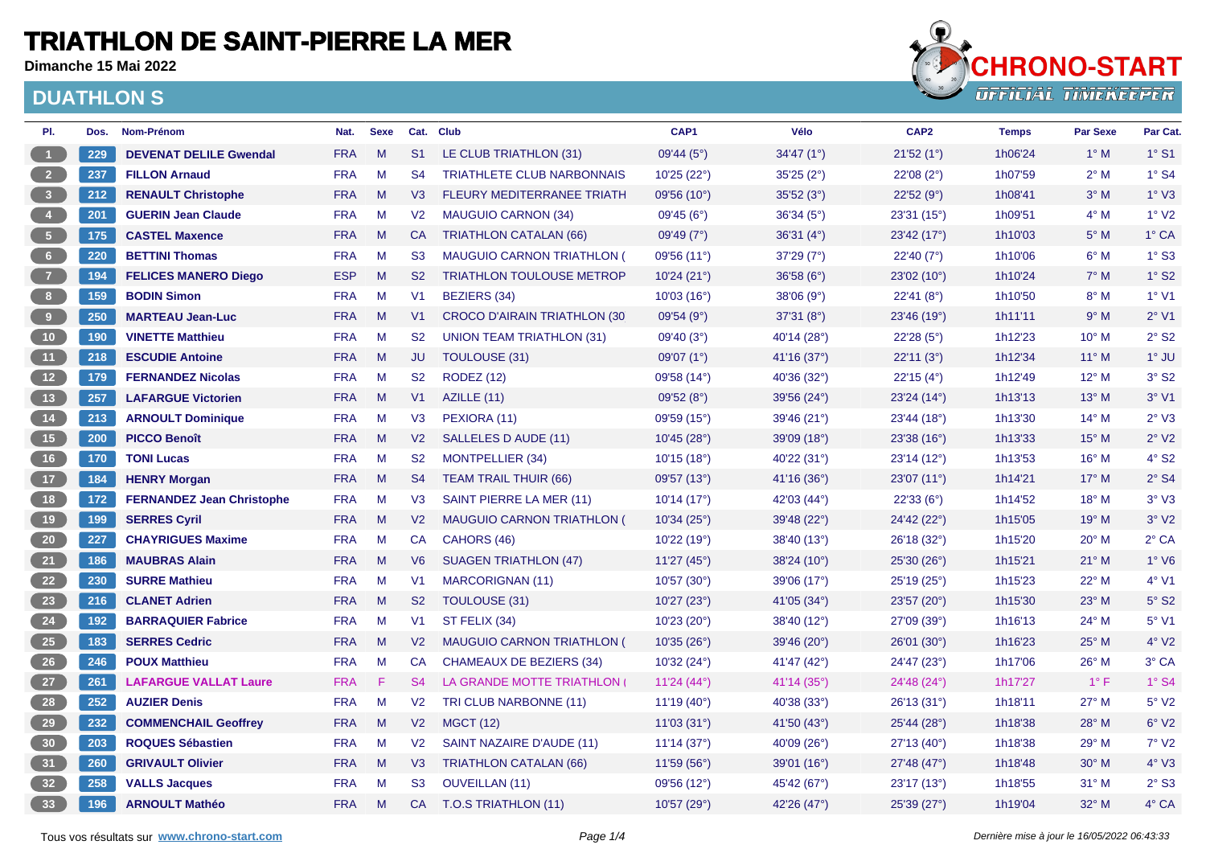# TRIATHLON DE SAINT-PIERRE LA MER

**Dimanche 15 Mai 2022**

## DUATHLON S

| Pl. | Dos. | Nom-Prénom | Nat. | Sexe | Cat. | Club | CAP1 | Vélo | CAP2 | Temps | Par Sexe | Par Cat. |
|---|---|---|---|---|---|---|---|---|---|---|---|---|
| 1 | 229 | **DEVENAT DELILE Gwendal** | FRA | M | S1 | LE CLUB TRIATHLON (31) | 09'44 (5°) | 34'47 (1°) | 21'52 (1°) | 1h06'24 | 1° M | 1° S1 |
| 2 | 237 | **FILLON Arnaud** | FRA | M | S4 | TRIATHLETE CLUB NARBONNAIS | 10'25 (22°) | 35'25 (2°) | 22'08 (2°) | 1h07'59 | 2° M | 1° S4 |
| 3 | 212 | **RENAULT Christophe** | FRA | M | V3 | FLEURY MEDITERRANEE TRIATH | 09'56 (10°) | 35'52 (3°) | 22'52 (9°) | 1h08'41 | 3° M | 1° V3 |
| 4 | 201 | **GUERIN Jean Claude** | FRA | M | V2 | MAUGUIO CARNON (34) | 09'45 (6°) | 36'34 (5°) | 23'31 (15°) | 1h09'51 | 4° M | 1° V2 |
| 5 | 175 | **CASTEL Maxence** | FRA | M | CA | TRIATHLON CATALAN (66) | 09'49 (7°) | 36'31 (4°) | 23'42 (17°) | 1h10'03 | 5° M | 1° CA |
| 6 | 220 | **BETTINI Thomas** | FRA | M | S3 | MAUGUIO CARNON TRIATHLON ( | 09'56 (11°) | 37'29 (7°) | 22'40 (7°) | 1h10'06 | 6° M | 1° S3 |
| 7 | 194 | **FELICES MANERO Diego** | ESP | M | S2 | TRIATHLON TOULOUSE METROP | 10'24 (21°) | 36'58 (6°) | 23'02 (10°) | 1h10'24 | 7° M | 1° S2 |
| 8 | 159 | **BODIN Simon** | FRA | M | V1 | BEZIERS (34) | 10'03 (16°) | 38'06 (9°) | 22'41 (8°) | 1h10'50 | 8° M | 1° V1 |
| 9 | 250 | **MARTEAU Jean-Luc** | FRA | M | V1 | CROCO D'AIRAIN TRIATHLON (30 | 09'54 (9°) | 37'31 (8°) | 23'46 (19°) | 1h11'11 | 9° M | 2° V1 |
| 10 | 190 | **VINETTE Matthieu** | FRA | M | S2 | UNION TEAM TRIATHLON (31) | 09'40 (3°) | 40'14 (28°) | 22'28 (5°) | 1h12'23 | 10° M | 2° S2 |
| 11 | 218 | **ESCUDIE Antoine** | FRA | M | JU | TOULOUSE (31) | 09'07 (1°) | 41'16 (37°) | 22'11 (3°) | 1h12'34 | 11° M | 1° JU |
| 12 | 179 | **FERNANDEZ Nicolas** | FRA | M | S2 | RODEZ (12) | 09'58 (14°) | 40'36 (32°) | 22'15 (4°) | 1h12'49 | 12° M | 3° S2 |
| 13 | 257 | **LAFARGUE Victorien** | FRA | M | V1 | AZILLE (11) | 09'52 (8°) | 39'56 (24°) | 23'24 (14°) | 1h13'13 | 13° M | 3° V1 |
| 14 | 213 | **ARNOULT Dominique** | FRA | M | V3 | PEXIORA (11) | 09'59 (15°) | 39'46 (21°) | 23'44 (18°) | 1h13'30 | 14° M | 2° V3 |
| 15 | 200 | **PICCO Benoît** | FRA | M | V2 | SALLELES D AUDE (11) | 10'45 (28°) | 39'09 (18°) | 23'38 (16°) | 1h13'33 | 15° M | 2° V2 |
| 16 | 170 | **TONI Lucas** | FRA | M | S2 | MONTPELLIER (34) | 10'15 (18°) | 40'22 (31°) | 23'14 (12°) | 1h13'53 | 16° M | 4° S2 |
| 17 | 184 | **HENRY Morgan** | FRA | M | S4 | TEAM TRAIL THUIR (66) | 09'57 (13°) | 41'16 (36°) | 23'07 (11°) | 1h14'21 | 17° M | 2° S4 |
| 18 | 172 | **FERNANDEZ Jean Christophe** | FRA | M | V3 | SAINT PIERRE LA MER (11) | 10'14 (17°) | 42'03 (44°) | 22'33 (6°) | 1h14'52 | 18° M | 3° V3 |
| 19 | 199 | **SERRES Cyril** | FRA | M | V2 | MAUGUIO CARNON TRIATHLON ( | 10'34 (25°) | 39'48 (22°) | 24'42 (22°) | 1h15'05 | 19° M | 3° V2 |
| 20 | 227 | **CHAYRIGUES Maxime** | FRA | M | CA | CAHORS (46) | 10'22 (19°) | 38'40 (13°) | 26'18 (32°) | 1h15'20 | 20° M | 2° CA |
| 21 | 186 | **MAUBRAS Alain** | FRA | M | V6 | SUAGEN TRIATHLON (47) | 11'27 (45°) | 38'24 (10°) | 25'30 (26°) | 1h15'21 | 21° M | 1° V6 |
| 22 | 230 | **SURRE Mathieu** | FRA | M | V1 | MARCORIGNAN (11) | 10'57 (30°) | 39'06 (17°) | 25'19 (25°) | 1h15'23 | 22° M | 4° V1 |
| 23 | 216 | **CLANET Adrien** | FRA | M | S2 | TOULOUSE (31) | 10'27 (23°) | 41'05 (34°) | 23'57 (20°) | 1h15'30 | 23° M | 5° S2 |
| 24 | 192 | **BARRAQUIER Fabrice** | FRA | M | V1 | ST FELIX (34) | 10'23 (20°) | 38'40 (12°) | 27'09 (39°) | 1h16'13 | 24° M | 5° V1 |
| 25 | 183 | **SERRES Cedric** | FRA | M | V2 | MAUGUIO CARNON TRIATHLON ( | 10'35 (26°) | 39'46 (20°) | 26'01 (30°) | 1h16'23 | 25° M | 4° V2 |
| 26 | 246 | **POUX Matthieu** | FRA | M | CA | CHAMEAUX DE BEZIERS (34) | 10'32 (24°) | 41'47 (42°) | 24'47 (23°) | 1h17'06 | 26° M | 3° CA |
| 27 | 261 | **LAFARGUE VALLAT Laure** | FRA | F | S4 | LA GRANDE MOTTE TRIATHLON ( | 11'24 (44°) | 41'14 (35°) | 24'48 (24°) | 1h17'27 | 1° F | 1° S4 |
| 28 | 252 | **AUZIER Denis** | FRA | M | V2 | TRI CLUB NARBONNE (11) | 11'19 (40°) | 40'38 (33°) | 26'13 (31°) | 1h18'11 | 27° M | 5° V2 |
| 29 | 232 | **COMMENCHAIL Geoffrey** | FRA | M | V2 | MGCT (12) | 11'03 (31°) | 41'50 (43°) | 25'44 (28°) | 1h18'38 | 28° M | 6° V2 |
| 30 | 203 | **ROQUES Sébastien** | FRA | M | V2 | SAINT NAZAIRE D'AUDE (11) | 11'14 (37°) | 40'09 (26°) | 27'13 (40°) | 1h18'38 | 29° M | 7° V2 |
| 31 | 260 | **GRIVAULT Olivier** | FRA | M | V3 | TRIATHLON CATALAN (66) | 11'59 (56°) | 39'01 (16°) | 27'48 (47°) | 1h18'48 | 30° M | 4° V3 |
| 32 | 258 | **VALLS Jacques** | FRA | M | S3 | OUVEILLAN (11) | 09'56 (12°) | 45'42 (67°) | 23'17 (13°) | 1h18'55 | 31° M | 2° S3 |
| 33 | 196 | **ARNOULT Mathéo** | FRA | M | CA | T.O.S TRIATHLON (11) | 10'57 (29°) | 42'26 (47°) | 25'39 (27°) | 1h19'04 | 32° M | 4° CA |

Tous vos résultats sur **www.chrono-start.com**

*Dernière mise à jour le 16/05/2022 06:43:33*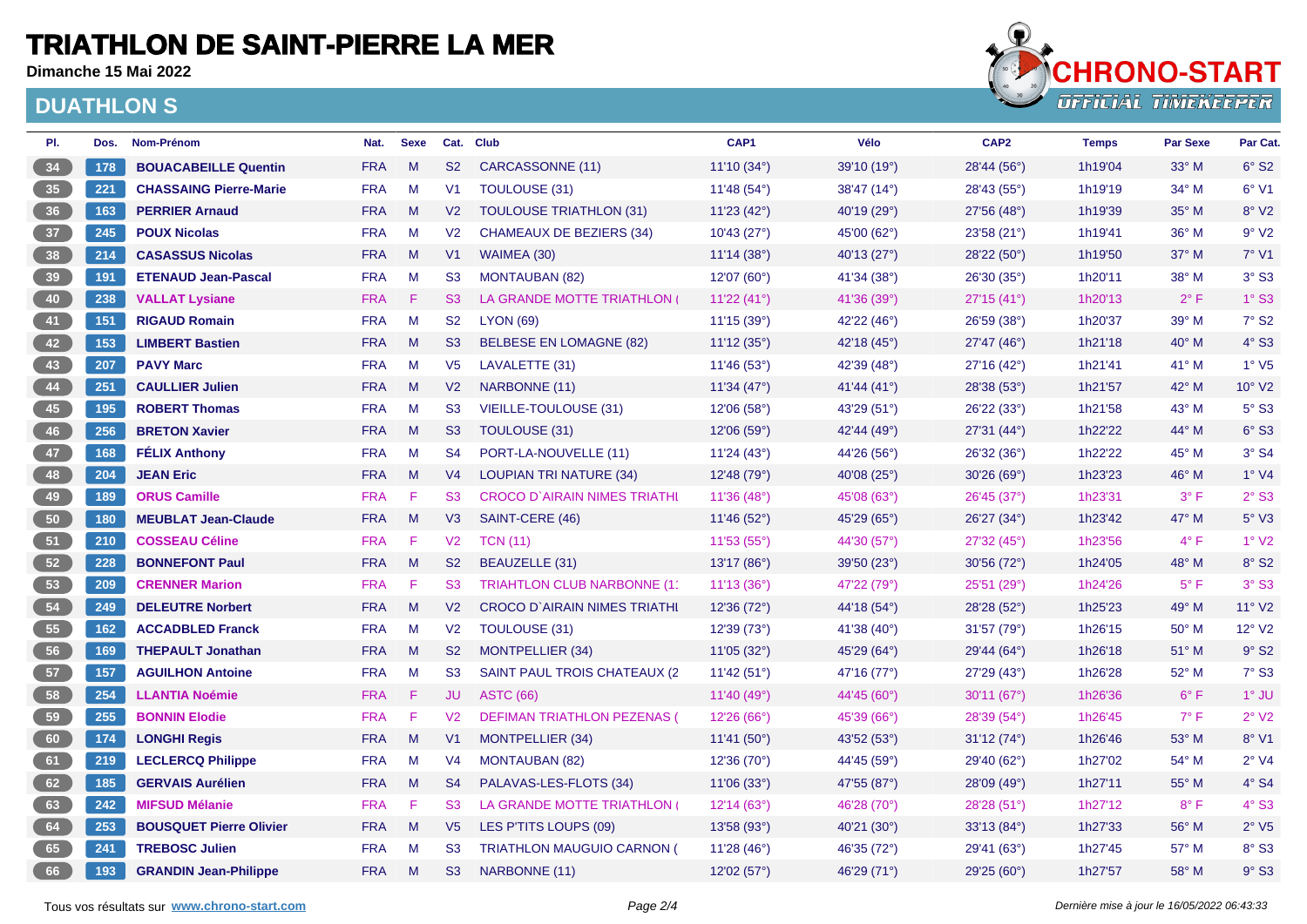# TRIATHLON DE SAINT-PIERRE LA MER

**Dimanche 15 Mai 2022**

## DUATHLON S

| Pl. | Dos. | Nom-Prénom | Nat. | Sexe | Cat. | Club | CAP1 | Vélo | CAP2 | Temps | Par Sexe | Par Cat. |
|---|---|---|---|---|---|---|---|---|---|---|---|---|
| 34 | 178 | **BOUACABEILLE Quentin** | FRA | M | S2 | CARCASSONNE (11) | 11'10 (34°) | 39'10 (19°) | 28'44 (56°) | 1h19'04 | 33° M | 6° S2 |
| 35 | 221 | **CHASSAING Pierre-Marie** | FRA | M | V1 | TOULOUSE (31) | 11'48 (54°) | 38'47 (14°) | 28'43 (55°) | 1h19'19 | 34° M | 6° V1 |
| 36 | 163 | **PERRIER Arnaud** | FRA | M | V2 | TOULOUSE TRIATHLON (31) | 11'23 (42°) | 40'19 (29°) | 27'56 (48°) | 1h19'39 | 35° M | 8° V2 |
| 37 | 245 | **POUX Nicolas** | FRA | M | V2 | CHAMEAUX DE BEZIERS (34) | 10'43 (27°) | 45'00 (62°) | 23'58 (21°) | 1h19'41 | 36° M | 9° V2 |
| 38 | 214 | **CASASSUS Nicolas** | FRA | M | V1 | WAIMEA (30) | 11'14 (38°) | 40'13 (27°) | 28'22 (50°) | 1h19'50 | 37° M | 7° V1 |
| 39 | 191 | **ETENAUD Jean-Pascal** | FRA | M | S3 | MONTAUBAN (82) | 12'07 (60°) | 41'34 (38°) | 26'30 (35°) | 1h20'11 | 38° M | 3° S3 |
| 40 | 238 | **VALLAT Lysiane** | FRA | F | S3 | LA GRANDE MOTTE TRIATHLON ( | 11'22 (41°) | 41'36 (39°) | 27'15 (41°) | 1h20'13 | 2° F | 1° S3 |
| 41 | 151 | **RIGAUD Romain** | FRA | M | S2 | LYON (69) | 11'15 (39°) | 42'22 (46°) | 26'59 (38°) | 1h20'37 | 39° M | 7° S2 |
| 42 | 153 | **LIMBERT Bastien** | FRA | M | S3 | BELBESE EN LOMAGNE (82) | 11'12 (35°) | 42'18 (45°) | 27'47 (46°) | 1h21'18 | 40° M | 4° S3 |
| 43 | 207 | **PAVY Marc** | FRA | M | V5 | LAVALETTE (31) | 11'46 (53°) | 42'39 (48°) | 27'16 (42°) | 1h21'41 | 41° M | 1° V5 |
| 44 | 251 | **CAULLIER Julien** | FRA | M | V2 | NARBONNE (11) | 11'34 (47°) | 41'44 (41°) | 28'38 (53°) | 1h21'57 | 42° M | 10° V2 |
| 45 | 195 | **ROBERT Thomas** | FRA | M | S3 | VIEILLE-TOULOUSE (31) | 12'06 (58°) | 43'29 (51°) | 26'22 (33°) | 1h21'58 | 43° M | 5° S3 |
| 46 | 256 | **BRETON Xavier** | FRA | M | S3 | TOULOUSE (31) | 12'06 (59°) | 42'44 (49°) | 27'31 (44°) | 1h22'22 | 44° M | 6° S3 |
| 47 | 168 | **FÉLIX Anthony** | FRA | M | S4 | PORT-LA-NOUVELLE (11) | 11'24 (43°) | 44'26 (56°) | 26'32 (36°) | 1h22'22 | 45° M | 3° S4 |
| 48 | 204 | **JEAN Eric** | FRA | M | V4 | LOUPIAN TRI NATURE (34) | 12'48 (79°) | 40'08 (25°) | 30'26 (69°) | 1h23'23 | 46° M | 1° V4 |
| 49 | 189 | **ORUS Camille** | FRA | F | S3 | CROCO D`AIRAIN NIMES TRIATHI | 11'36 (48°) | 45'08 (63°) | 26'45 (37°) | 1h23'31 | 3° F | 2° S3 |
| 50 | 180 | **MEUBLAT Jean-Claude** | FRA | M | V3 | SAINT-CERE (46) | 11'46 (52°) | 45'29 (65°) | 26'27 (34°) | 1h23'42 | 47° M | 5° V3 |
| 51 | 210 | **COSSEAU Céline** | FRA | F | V2 | TCN (11) | 11'53 (55°) | 44'30 (57°) | 27'32 (45°) | 1h23'56 | 4° F | 1° V2 |
| 52 | 228 | **BONNEFONT Paul** | FRA | M | S2 | BEAUZELLE (31) | 13'17 (86°) | 39'50 (23°) | 30'56 (72°) | 1h24'05 | 48° M | 8° S2 |
| 53 | 209 | **CRENNER Marion** | FRA | F | S3 | TRIAHTLON CLUB NARBONNE (1 | 11'13 (36°) | 47'22 (79°) | 25'51 (29°) | 1h24'26 | 5° F | 3° S3 |
| 54 | 249 | **DELEUTRE Norbert** | FRA | M | V2 | CROCO D`AIRAIN NIMES TRIATHI | 12'36 (72°) | 44'18 (54°) | 28'28 (52°) | 1h25'23 | 49° M | 11° V2 |
| 55 | 162 | **ACCADBLED Franck** | FRA | M | V2 | TOULOUSE (31) | 12'39 (73°) | 41'38 (40°) | 31'57 (79°) | 1h26'15 | 50° M | 12° V2 |
| 56 | 169 | **THEPAULT Jonathan** | FRA | M | S2 | MONTPELLIER (34) | 11'05 (32°) | 45'29 (64°) | 29'44 (64°) | 1h26'18 | 51° M | 9° S2 |
| 57 | 157 | **AGUILHON Antoine** | FRA | M | S3 | SAINT PAUL TROIS CHATEAUX (2 | 11'42 (51°) | 47'16 (77°) | 27'29 (43°) | 1h26'28 | 52° M | 7° S3 |
| 58 | 254 | **LLANTIA Noémie** | FRA | F | JU | ASTC (66) | 11'40 (49°) | 44'45 (60°) | 30'11 (67°) | 1h26'36 | 6° F | 1° JU |
| 59 | 255 | **BONNIN Elodie** | FRA | F | V2 | DEFIMAN TRIATHLON PEZENAS ( | 12'26 (66°) | 45'39 (66°) | 28'39 (54°) | 1h26'45 | 7° F | 2° V2 |
| 60 | 174 | **LONGHI Regis** | FRA | M | V1 | MONTPELLIER (34) | 11'41 (50°) | 43'52 (53°) | 31'12 (74°) | 1h26'46 | 53° M | 8° V1 |
| 61 | 219 | **LECLERCQ Philippe** | FRA | M | V4 | MONTAUBAN (82) | 12'36 (70°) | 44'45 (59°) | 29'40 (62°) | 1h27'02 | 54° M | 2° V4 |
| 62 | 185 | **GERVAIS Aurélien** | FRA | M | S4 | PALAVAS-LES-FLOTS (34) | 11'06 (33°) | 47'55 (87°) | 28'09 (49°) | 1h27'11 | 55° M | 4° S4 |
| 63 | 242 | **MIFSUD Mélanie** | FRA | F | S3 | LA GRANDE MOTTE TRIATHLON ( | 12'14 (63°) | 46'28 (70°) | 28'28 (51°) | 1h27'12 | 8° F | 4° S3 |
| 64 | 253 | **BOUSQUET Pierre Olivier** | FRA | M | V5 | LES P'TITS LOUPS (09) | 13'58 (93°) | 40'21 (30°) | 33'13 (84°) | 1h27'33 | 56° M | 2° V5 |
| 65 | 241 | **TREBOSC Julien** | FRA | M | S3 | TRIATHLON MAUGUIO CARNON ( | 11'28 (46°) | 46'35 (72°) | 29'41 (63°) | 1h27'45 | 57° M | 8° S3 |
| 66 | 193 | **GRANDIN Jean-Philippe** | FRA | M | S3 | NARBONNE (11) | 12'02 (57°) | 46'29 (71°) | 29'25 (60°) | 1h27'57 | 58° M | 9° S3 |

Tous vos résultats sur **www.chrono-start.com**

*Dernière mise à jour le 16/05/2022 06:43:33*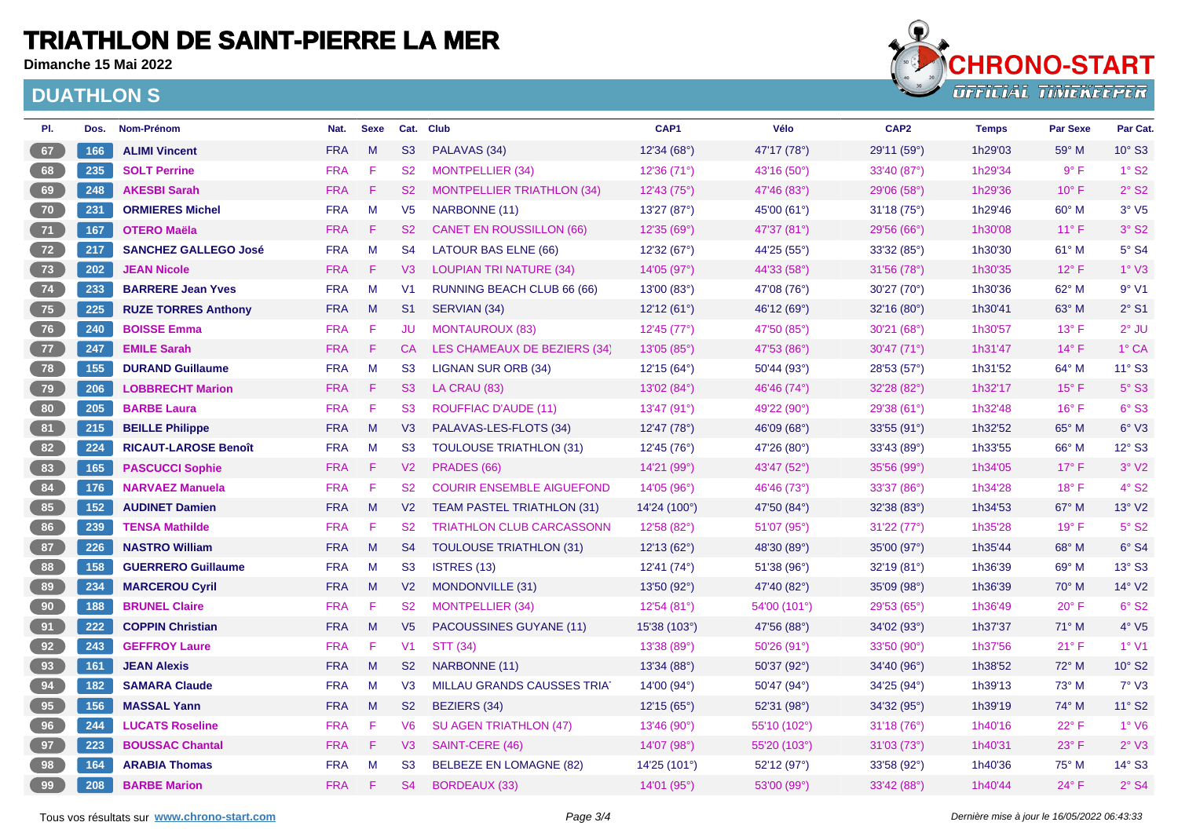# TRIATHLON DE SAINT-PIERRE LA MER

**Dimanche 15 Mai 2022**

## DUATHLON S

| Pl. | Dos. | Nom-Prénom | Nat. | Sexe | Cat. | Club | CAP1 | Vélo | CAP2 | Temps | Par Sexe | Par Cat. |
|---|---|---|---|---|---|---|---|---|---|---|---|---|
| 67 | 166 | **ALIMI Vincent** | FRA | M | S3 | PALAVAS (34) | 12'34 (68°) | 47'17 (78°) | 29'11 (59°) | 1h29'03 | 59° M | 10° S3 |
| 68 | 235 | **SOLT Perrine** | FRA | F | S2 | MONTPELLIER (34) | 12'36 (71°) | 43'16 (50°) | 33'40 (87°) | 1h29'34 | 9° F | 1° S2 |
| 69 | 248 | **AKESBI Sarah** | FRA | F | S2 | MONTPELLIER TRIATHLON (34) | 12'43 (75°) | 47'46 (83°) | 29'06 (58°) | 1h29'36 | 10° F | 2° S2 |
| 70 | 231 | **ORMIERES Michel** | FRA | M | V5 | NARBONNE (11) | 13'27 (87°) | 45'00 (61°) | 31'18 (75°) | 1h29'46 | 60° M | 3° V5 |
| 71 | 167 | **OTERO Maëla** | FRA | F | S2 | CANET EN ROUSSILLON (66) | 12'35 (69°) | 47'37 (81°) | 29'56 (66°) | 1h30'08 | 11° F | 3° S2 |
| 72 | 217 | **SANCHEZ GALLEGO José** | FRA | M | S4 | LATOUR BAS ELNE (66) | 12'32 (67°) | 44'25 (55°) | 33'32 (85°) | 1h30'30 | 61° M | 5° S4 |
| 73 | 202 | **JEAN Nicole** | FRA | F | V3 | LOUPIAN TRI NATURE (34) | 14'05 (97°) | 44'33 (58°) | 31'56 (78°) | 1h30'35 | 12° F | 1° V3 |
| 74 | 233 | **BARRERE Jean Yves** | FRA | M | V1 | RUNNING BEACH CLUB 66 (66) | 13'00 (83°) | 47'08 (76°) | 30'27 (70°) | 1h30'36 | 62° M | 9° V1 |
| 75 | 225 | **RUZE TORRES Anthony** | FRA | M | S1 | SERVIAN (34) | 12'12 (61°) | 46'12 (69°) | 32'16 (80°) | 1h30'41 | 63° M | 2° S1 |
| 76 | 240 | **BOISSE Emma** | FRA | F | JU | MONTAUROUX (83) | 12'45 (77°) | 47'50 (85°) | 30'21 (68°) | 1h30'57 | 13° F | 2° JU |
| 77 | 247 | **EMILE Sarah** | FRA | F | CA | LES CHAMEAUX DE BEZIERS (34) | 13'05 (85°) | 47'53 (86°) | 30'47 (71°) | 1h31'47 | 14° F | 1° CA |
| 78 | 155 | **DURAND Guillaume** | FRA | M | S3 | LIGNAN SUR ORB (34) | 12'15 (64°) | 50'44 (93°) | 28'53 (57°) | 1h31'52 | 64° M | 11° S3 |
| 79 | 206 | **LOBBRECHT Marion** | FRA | F | S3 | LA CRAU (83) | 13'02 (84°) | 46'46 (74°) | 32'28 (82°) | 1h32'17 | 15° F | 5° S3 |
| 80 | 205 | **BARBE Laura** | FRA | F | S3 | ROUFFIAC D'AUDE (11) | 13'47 (91°) | 49'22 (90°) | 29'38 (61°) | 1h32'48 | 16° F | 6° S3 |
| 81 | 215 | **BEILLE Philippe** | FRA | M | V3 | PALAVAS-LES-FLOTS (34) | 12'47 (78°) | 46'09 (68°) | 33'55 (91°) | 1h32'52 | 65° M | 6° V3 |
| 82 | 224 | **RICAUT-LAROSE Benoît** | FRA | M | S3 | TOULOUSE TRIATHLON (31) | 12'45 (76°) | 47'26 (80°) | 33'43 (89°) | 1h33'55 | 66° M | 12° S3 |
| 83 | 165 | **PASCUCCI Sophie** | FRA | F | V2 | PRADES (66) | 14'21 (99°) | 43'47 (52°) | 35'56 (99°) | 1h34'05 | 17° F | 3° V2 |
| 84 | 176 | **NARVAEZ Manuela** | FRA | F | S2 | COURIR ENSEMBLE AIGUEFOND | 14'05 (96°) | 46'46 (73°) | 33'37 (86°) | 1h34'28 | 18° F | 4° S2 |
| 85 | 152 | **AUDINET Damien** | FRA | M | V2 | TEAM PASTEL TRIATHLON (31) | 14'24 (100°) | 47'50 (84°) | 32'38 (83°) | 1h34'53 | 67° M | 13° V2 |
| 86 | 239 | **TENSA Mathilde** | FRA | F | S2 | TRIATHLON CLUB CARCASSONN | 12'58 (82°) | 51'07 (95°) | 31'22 (77°) | 1h35'28 | 19° F | 5° S2 |
| 87 | 226 | **NASTRO William** | FRA | M | S4 | TOULOUSE TRIATHLON (31) | 12'13 (62°) | 48'30 (89°) | 35'00 (97°) | 1h35'44 | 68° M | 6° S4 |
| 88 | 158 | **GUERRERO Guillaume** | FRA | M | S3 | ISTRES (13) | 12'41 (74°) | 51'38 (96°) | 32'19 (81°) | 1h36'39 | 69° M | 13° S3 |
| 89 | 234 | **MARCEROU Cyril** | FRA | M | V2 | MONDONVILLE (31) | 13'50 (92°) | 47'40 (82°) | 35'09 (98°) | 1h36'39 | 70° M | 14° V2 |
| 90 | 188 | **BRUNEL Claire** | FRA | F | S2 | MONTPELLIER (34) | 12'54 (81°) | 54'00 (101°) | 29'53 (65°) | 1h36'49 | 20° F | 6° S2 |
| 91 | 222 | **COPPIN Christian** | FRA | M | V5 | PACOUSSINES GUYANE (11) | 15'38 (103°) | 47'56 (88°) | 34'02 (93°) | 1h37'37 | 71° M | 4° V5 |
| 92 | 243 | **GEFFROY Laure** | FRA | F | V1 | STT (34) | 13'38 (89°) | 50'26 (91°) | 33'50 (90°) | 1h37'56 | 21° F | 1° V1 |
| 93 | 161 | **JEAN Alexis** | FRA | M | S2 | NARBONNE (11) | 13'34 (88°) | 50'37 (92°) | 34'40 (96°) | 1h38'52 | 72° M | 10° S2 |
| 94 | 182 | **SAMARA Claude** | FRA | M | V3 | MILLAU GRANDS CAUSSES TRIA | 14'00 (94°) | 50'47 (94°) | 34'25 (94°) | 1h39'13 | 73° M | 7° V3 |
| 95 | 156 | **MASSAL Yann** | FRA | M | S2 | BEZIERS (34) | 12'15 (65°) | 52'31 (98°) | 34'32 (95°) | 1h39'19 | 74° M | 11° S2 |
| 96 | 244 | **LUCATS Roseline** | FRA | F | V6 | SU AGEN TRIATHLON (47) | 13'46 (90°) | 55'10 (102°) | 31'18 (76°) | 1h40'16 | 22° F | 1° V6 |
| 97 | 223 | **BOUSSAC Chantal** | FRA | F | V3 | SAINT-CERE (46) | 14'07 (98°) | 55'20 (103°) | 31'03 (73°) | 1h40'31 | 23° F | 2° V3 |
| 98 | 164 | **ARABIA Thomas** | FRA | M | S3 | BELBEZE EN LOMAGNE (82) | 14'25 (101°) | 52'12 (97°) | 33'58 (92°) | 1h40'36 | 75° M | 14° S3 |
| 99 | 208 | **BARBE Marion** | FRA | F | S4 | BORDEAUX (33) | 14'01 (95°) | 53'00 (99°) | 33'42 (88°) | 1h40'44 | 24° F | 2° S4 |

Tous vos résultats sur **www.chrono-start.com**

*Dernière mise à jour le 16/05/2022 06:43:33*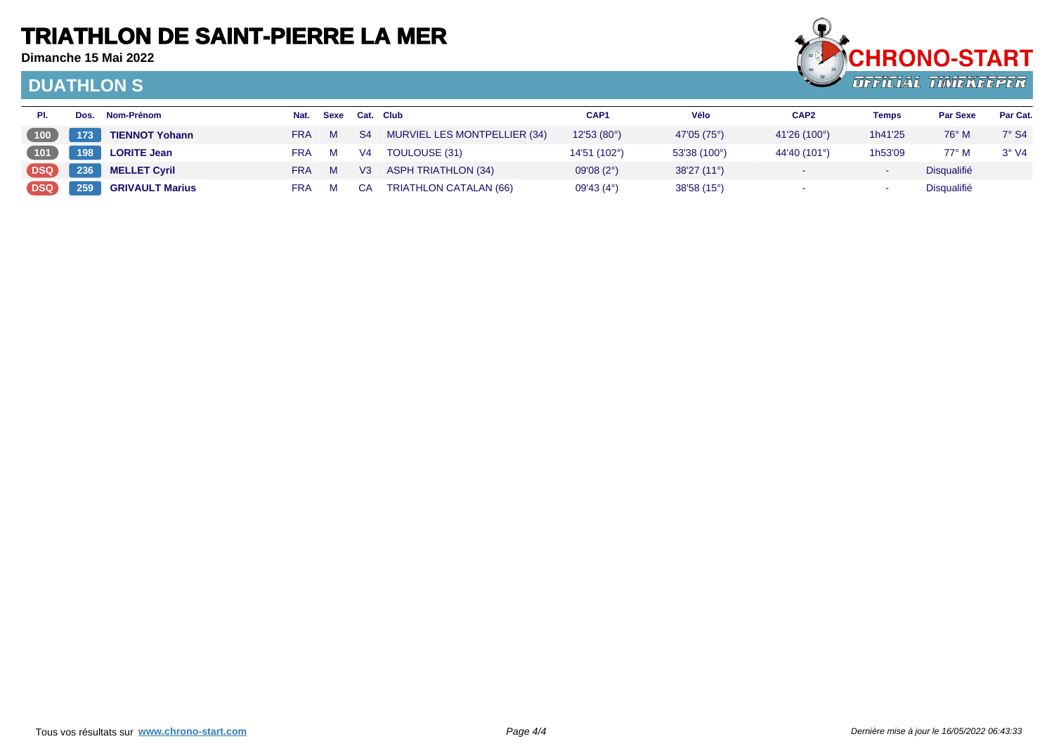# TRIATHLON DE SAINT-PIERRE LA MER

**Dimanche 15 Mai 2022**

CHRONO-START
OFFICIAL TIMEKEEPER

## DUATHLON S

| Pl. | Dos. | Nom-Prénom | Nat. | Sexe | Cat. | Club | CAP1 | Vélo | CAP2 | Temps | Par Sexe | Par Cat. |
|---|---|---|---|---|---|---|---|---|---|---|---|---|
| 100 | 173 | **TIENNOT Yohann** | FRA | M | S4 | MURVIEL LES MONTPELLIER (34) | 12'53 (80°) | 47'05 (75°) | 41'26 (100°) | 1h41'25 | 76° M | 7° S4 |
| 101 | 198 | **LORITE Jean** | FRA | M | V4 | TOULOUSE (31) | 14'51 (102°) | 53'38 (100°) | 44'40 (101°) | 1h53'09 | 77° M | 3° V4 |
| DSQ | 236 | **MELLET Cyril** | FRA | M | V3 | ASPH TRIATHLON (34) | 09'08 (2°) | 38'27 (11°) | - | - | Disqualifié | |
| DSQ | 259 | **GRIVAULT Marius** | FRA | M | CA | TRIATHLON CATALAN (66) | 09'43 (4°) | 38'58 (15°) | - | - | Disqualifié | |

Tous vos résultats sur **www.chrono-start.com**

*Dernière mise à jour le 16/05/2022 06:43:33*